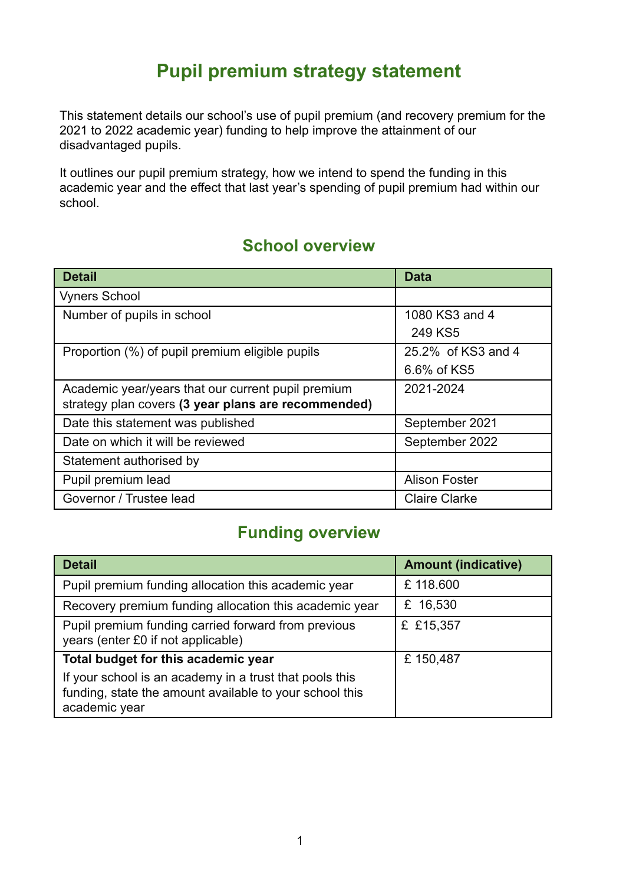# Pupil premium strategy statement

This statement details our school's use of pupil premium (and recovery premium for the 2021 to 2022 academic year) funding to help improve the attainment of our disadvantaged pupils.

It outlines our pupil premium strategy, how we intend to spend the funding in this academic year and the effect that last year's spending of pupil premium had within our school.

## School overview

| Detail | Data |
|---|---|
| Vyners School | |
| Number of pupils in school | 1080 KS3 and 4<br>249 KS5 |
| Proportion (%) of pupil premium eligible pupils | 25.2% of KS3 and 4<br>6.6% of KS5 |
| Academic year/years that our current pupil premium strategy plan covers **(3 year plans are recommended)** | 2021-2024 |
| Date this statement was published | September 2021 |
| Date on which it will be reviewed | September 2022 |
| Statement authorised by | |
| Pupil premium lead | Alison Foster |
| Governor / Trustee lead | Claire Clarke |

## Funding overview

| Detail | Amount (indicative) |
|---|---|
| Pupil premium funding allocation this academic year | £ 118.600 |
| Recovery premium funding allocation this academic year | £ 16,530 |
| Pupil premium funding carried forward from previous years (enter £0 if not applicable) | £ £15,357 |
| **Total budget for this academic year**<br>If your school is an academy in a trust that pools this funding, state the amount available to your school this academic year | £ 150,487 |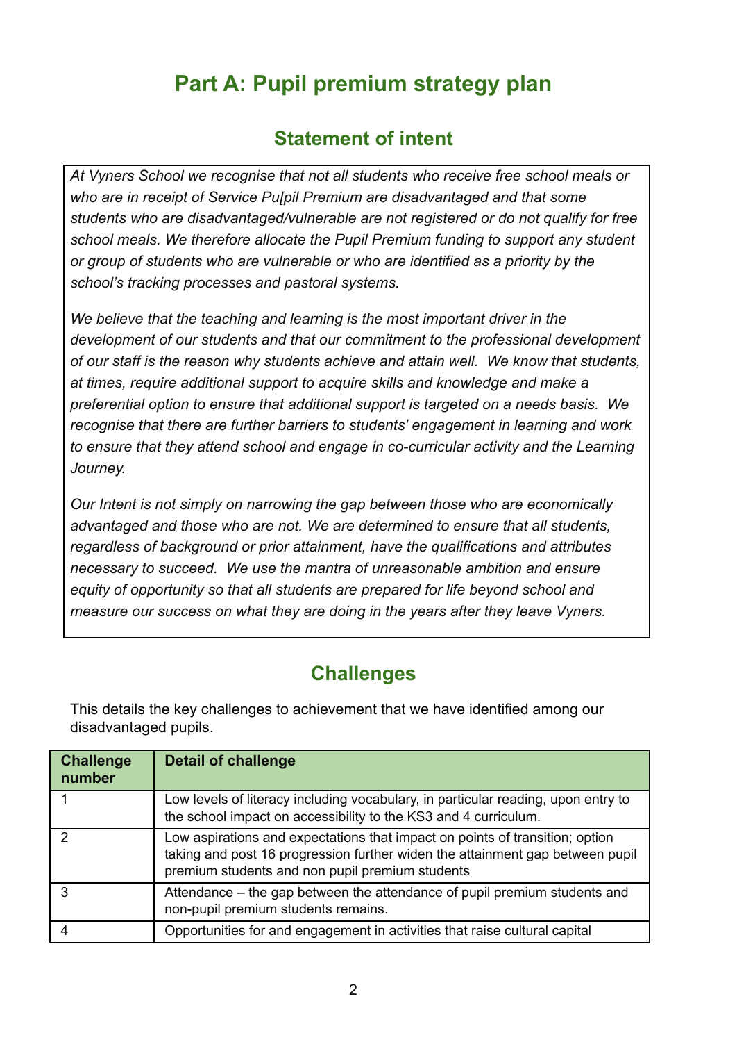# Part A: Pupil premium strategy plan

## Statement of intent

*At Vyners School we recognise that not all students who receive free school meals or who are in receipt of Service Pu[pil Premium are disadvantaged and that some students who are disadvantaged/vulnerable are not registered or do not qualify for free school meals. We therefore allocate the Pupil Premium funding to support any student or group of students who are vulnerable or who are identified as a priority by the school's tracking processes and pastoral systems.*

*We believe that the teaching and learning is the most important driver in the development of our students and that our commitment to the professional development of our staff is the reason why students achieve and attain well. We know that students, at times, require additional support to acquire skills and knowledge and make a preferential option to ensure that additional support is targeted on a needs basis. We recognise that there are further barriers to students' engagement in learning and work to ensure that they attend school and engage in co-curricular activity and the Learning Journey.*

*Our Intent is not simply on narrowing the gap between those who are economically advantaged and those who are not. We are determined to ensure that all students, regardless of background or prior attainment, have the qualifications and attributes necessary to succeed. We use the mantra of unreasonable ambition and ensure equity of opportunity so that all students are prepared for life beyond school and measure our success on what they are doing in the years after they leave Vyners.*

## Challenges

This details the key challenges to achievement that we have identified among our disadvantaged pupils.

| Challenge number | Detail of challenge |
| --- | --- |
| 1 | Low levels of literacy including vocabulary, in particular reading, upon entry to the school impact on accessibility to the KS3 and 4 curriculum. |
| 2 | Low aspirations and expectations that impact on points of transition; option taking and post 16 progression further widen the attainment gap between pupil premium students and non pupil premium students |
| 3 | Attendance – the gap between the attendance of pupil premium students and non-pupil premium students remains. |
| 4 | Opportunities for and engagement in activities that raise cultural capital |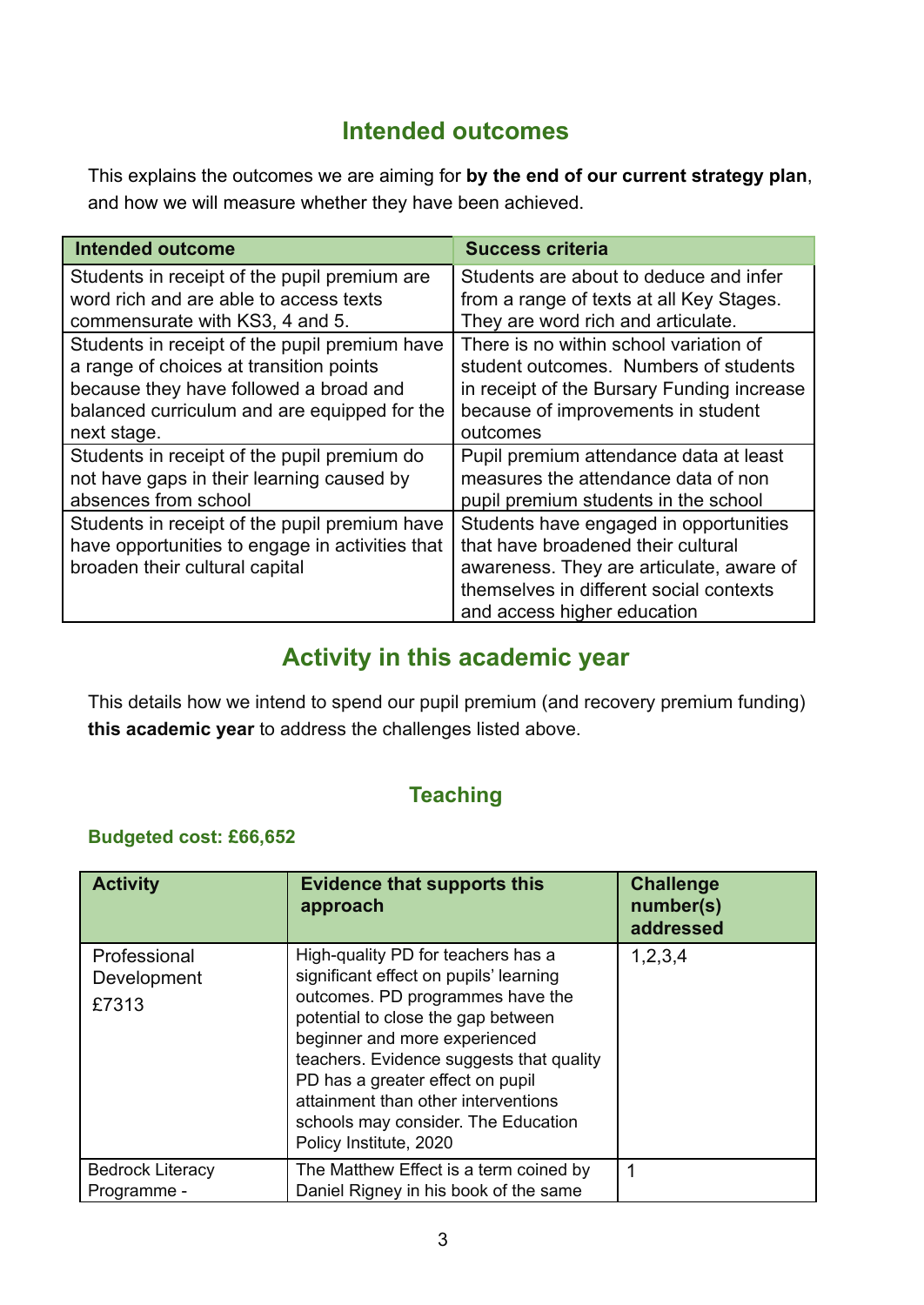## Intended outcomes

This explains the outcomes we are aiming for **by the end of our current strategy plan**, and how we will measure whether they have been achieved.

| Intended outcome | Success criteria |
|---|---|
| Students in receipt of the pupil premium are word rich and are able to access texts commensurate with KS3, 4 and 5. | Students are about to deduce and infer from a range of texts at all Key Stages. They are word rich and articulate. |
| Students in receipt of the pupil premium have a range of choices at transition points because they have followed a broad and balanced curriculum and are equipped for the next stage. | There is no within school variation of student outcomes. Numbers of students in receipt of the Bursary Funding increase because of improvements in student outcomes |
| Students in receipt of the pupil premium do not have gaps in their learning caused by absences from school | Pupil premium attendance data at least measures the attendance data of non pupil premium students in the school |
| Students in receipt of the pupil premium have have opportunities to engage in activities that broaden their cultural capital | Students have engaged in opportunities that have broadened their cultural awareness. They are articulate, aware of themselves in different social contexts and access higher education |

## Activity in this academic year

This details how we intend to spend our pupil premium (and recovery premium funding) **this academic year** to address the challenges listed above.

### Teaching

**Budgeted cost: £66,652**

| Activity | Evidence that supports this approach | Challenge number(s) addressed |
|---|---|---|
| Professional Development<br>£7313 | High-quality PD for teachers has a significant effect on pupils' learning outcomes. PD programmes have the potential to close the gap between beginner and more experienced teachers. Evidence suggests that quality PD has a greater effect on pupil attainment than other interventions schools may consider. The Education Policy Institute, 2020 | 1,2,3,4 |
| Bedrock Literacy Programme - | The Matthew Effect is a term coined by Daniel Rigney in his book of the same | 1 |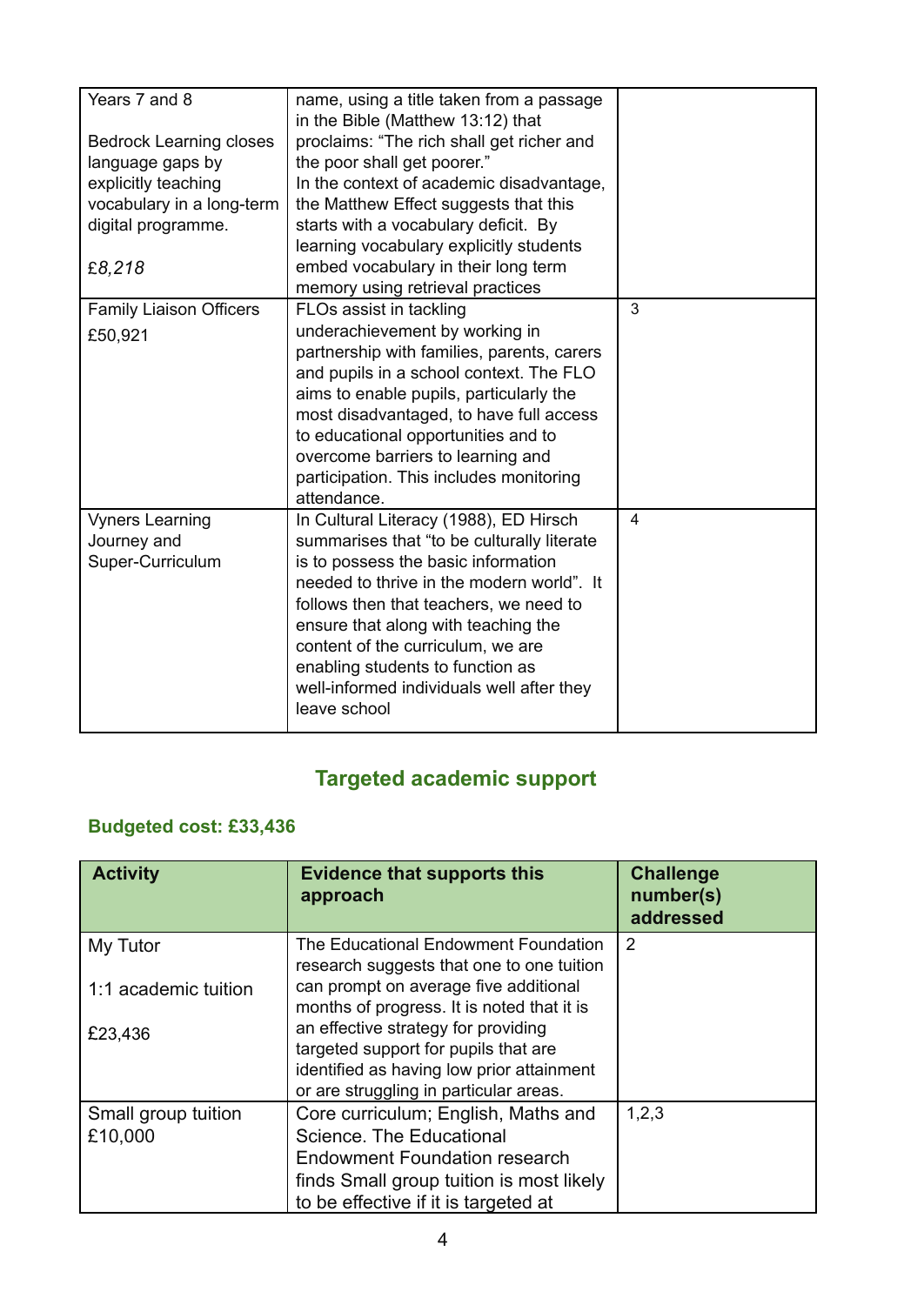| | | |
|---|---|---|
| Years 7 and 8<br><br>Bedrock Learning closes language gaps by explicitly teaching vocabulary in a long-term digital programme.<br><br>£*8,218* | name, using a title taken from a passage in the Bible (Matthew 13:12) that proclaims: "The rich shall get richer and the poor shall get poorer."<br>In the context of academic disadvantage, the Matthew Effect suggests that this starts with a vocabulary deficit. By learning vocabulary explicitly students embed vocabulary in their long term memory using retrieval practices | |
| Family Liaison Officers<br>£50,921 | FLOs assist in tackling underachievement by working in partnership with families, parents, carers and pupils in a school context. The FLO aims to enable pupils, particularly the most disadvantaged, to have full access to educational opportunities and to overcome barriers to learning and participation. This includes monitoring attendance. | 3 |
| Vyners Learning Journey and Super-Curriculum | In Cultural Literacy (1988), ED Hirsch summarises that "to be culturally literate is to possess the basic information needed to thrive in the modern world". It follows then that teachers, we need to ensure that along with teaching the content of the curriculum, we are enabling students to function as well-informed individuals well after they leave school | 4 |

## Targeted academic support

**Budgeted cost: £33,436**

| Activity | Evidence that supports this approach | Challenge number(s) addressed |
|---|---|---|
| My Tutor<br><br>1:1 academic tuition<br><br>£23,436 | The Educational Endowment Foundation research suggests that one to one tuition can prompt on average five additional months of progress. It is noted that it is an effective strategy for providing targeted support for pupils that are identified as having low prior attainment or are struggling in particular areas. | 2 |
| Small group tuition<br>£10,000 | Core curriculum; English, Maths and Science. The Educational Endowment Foundation research finds Small group tuition is most likely to be effective if it is targeted at | 1,2,3 |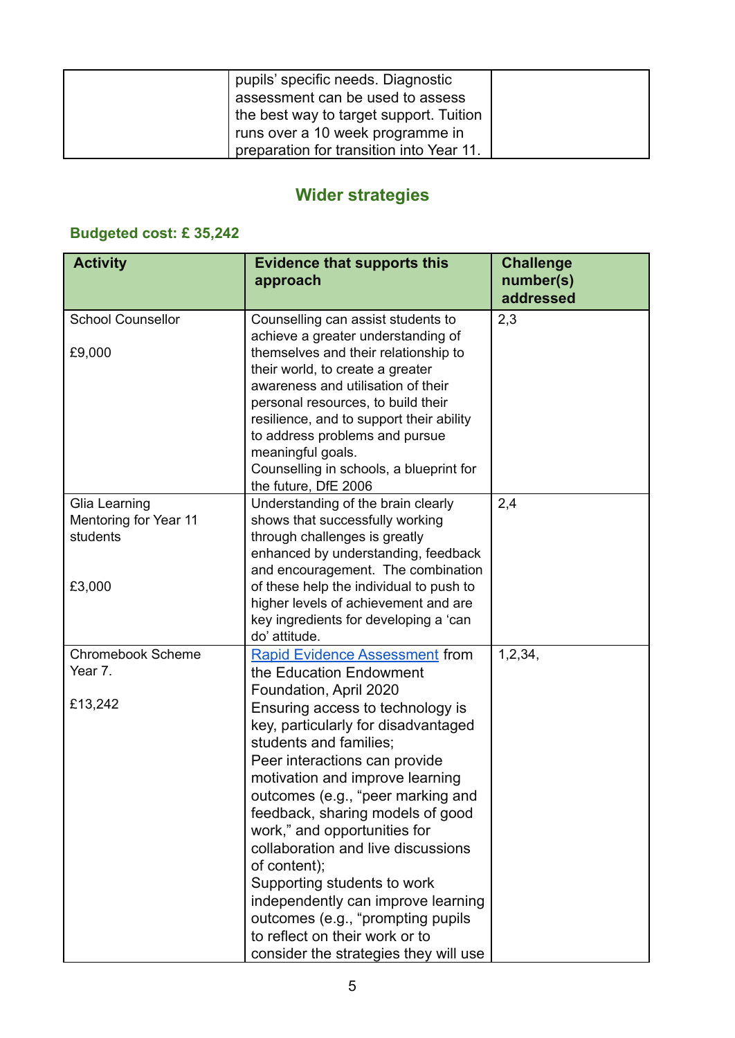| | pupils' specific needs. Diagnostic assessment can be used to assess the best way to target support. Tuition runs over a 10 week programme in preparation for transition into Year 11. | |
|---|---|---|

## Wider strategies

**Budgeted cost: £ 35,242**

| Activity | Evidence that supports this approach | Challenge number(s) addressed |
|---|---|---|
| School Counsellor<br><br>£9,000 | Counselling can assist students to achieve a greater understanding of themselves and their relationship to their world, to create a greater awareness and utilisation of their personal resources, to build their resilience, and to support their ability to address problems and pursue meaningful goals.<br>Counselling in schools, a blueprint for the future, DfE 2006 | 2,3 |
| Glia Learning Mentoring for Year 11 students<br><br>£3,000 | Understanding of the brain clearly shows that successfully working through challenges is greatly enhanced by understanding, feedback and encouragement. The combination of these help the individual to push to higher levels of achievement and are key ingredients for developing a 'can do' attitude. | 2,4 |
| Chromebook Scheme Year 7.<br><br>£13,242 | [Rapid Evidence Assessment] from the Education Endowment Foundation, April 2020<br>Ensuring access to technology is key, particularly for disadvantaged students and families;<br>Peer interactions can provide motivation and improve learning outcomes (e.g., "peer marking and feedback, sharing models of good work," and opportunities for collaboration and live discussions of content);<br>Supporting students to work independently can improve learning outcomes (e.g., "prompting pupils to reflect on their work or to consider the strategies they will use | 1,2,34, |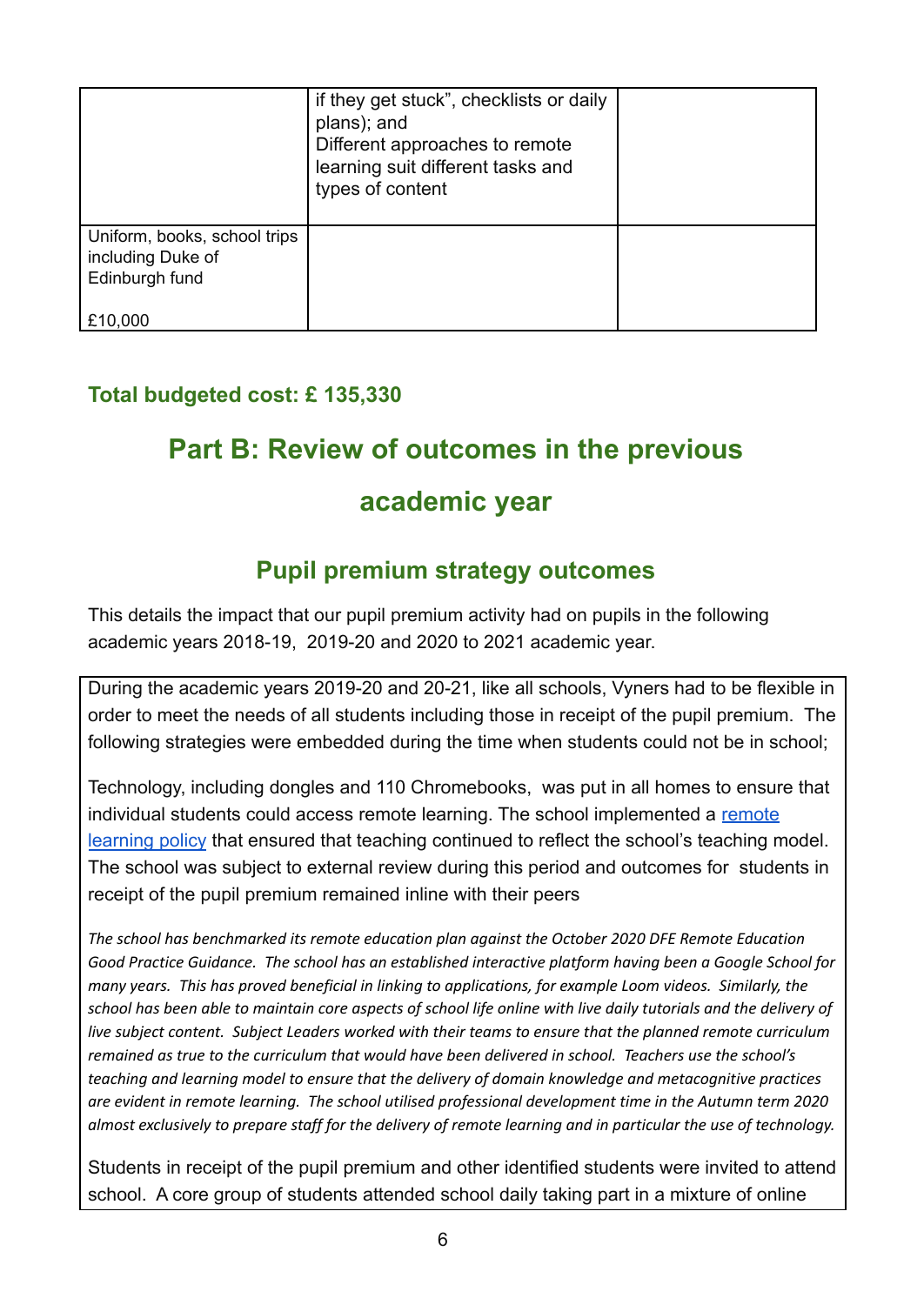| | | |
|---|---|---|
| | if they get stuck", checklists or daily plans); and<br>Different approaches to remote learning suit different tasks and types of content | |
| Uniform, books, school trips including Duke of Edinburgh fund<br><br>£10,000 | | |

**Total budgeted cost: £ 135,330**

# Part B: Review of outcomes in the previous academic year

## Pupil premium strategy outcomes

This details the impact that our pupil premium activity had on pupils in the following academic years 2018-19, 2019-20 and 2020 to 2021 academic year.

During the academic years 2019-20 and 20-21, like all schools, Vyners had to be flexible in order to meet the needs of all students including those in receipt of the pupil premium. The following strategies were embedded during the time when students could not be in school;

Technology, including dongles and 110 Chromebooks, was put in all homes to ensure that individual students could access remote learning. The school implemented a remote learning policy that ensured that teaching continued to reflect the school's teaching model. The school was subject to external review during this period and outcomes for students in receipt of the pupil premium remained inline with their peers

*The school has benchmarked its remote education plan against the October 2020 DFE Remote Education Good Practice Guidance. The school has an established interactive platform having been a Google School for many years. This has proved beneficial in linking to applications, for example Loom videos. Similarly, the school has been able to maintain core aspects of school life online with live daily tutorials and the delivery of live subject content. Subject Leaders worked with their teams to ensure that the planned remote curriculum remained as true to the curriculum that would have been delivered in school. Teachers use the school's teaching and learning model to ensure that the delivery of domain knowledge and metacognitive practices are evident in remote learning. The school utilised professional development time in the Autumn term 2020 almost exclusively to prepare staff for the delivery of remote learning and in particular the use of technology.*

Students in receipt of the pupil premium and other identified students were invited to attend school. A core group of students attended school daily taking part in a mixture of online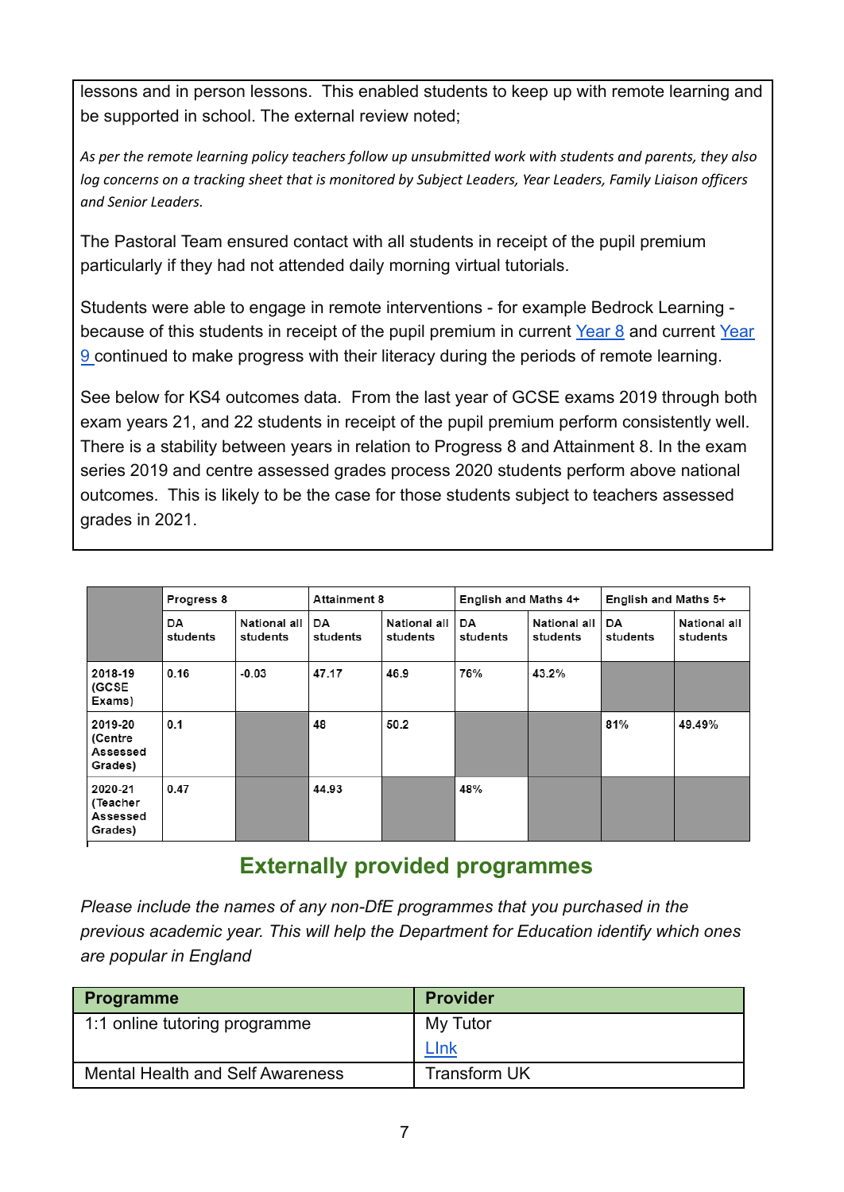lessons and in person lessons. This enabled students to keep up with remote learning and be supported in school. The external review noted;

*As per the remote learning policy teachers follow up unsubmitted work with students and parents, they also log concerns on a tracking sheet that is monitored by Subject Leaders, Year Leaders, Family Liaison officers and Senior Leaders.*

The Pastoral Team ensured contact with all students in receipt of the pupil premium particularly if they had not attended daily morning virtual tutorials.

Students were able to engage in remote interventions - for example Bedrock Learning - because of this students in receipt of the pupil premium in current [Year 8](#) and current [Year 9](#) continued to make progress with their literacy during the periods of remote learning.

See below for KS4 outcomes data. From the last year of GCSE exams 2019 through both exam years 21, and 22 students in receipt of the pupil premium perform consistently well. There is a stability between years in relation to Progress 8 and Attainment 8. In the exam series 2019 and centre assessed grades process 2020 students perform above national outcomes. This is likely to be the case for those students subject to teachers assessed grades in 2021.

| | Progress 8 | | Attainment 8 | | English and Maths 4+ | | English and Maths 5+ | |
|---|---|---|---|---|---|---|---|---|
| | DA students | National all students | DA students | National all students | DA students | National all students | DA students | National all students |
| 2018-19 (GCSE Exams) | 0.16 | -0.03 | 47.17 | 46.9 | 76% | 43.2% | | |
| 2019-20 (Centre Assessed Grades) | 0.1 | | 48 | 50.2 | | | 81% | 49.49% |
| 2020-21 (Teacher Assessed Grades) | 0.47 | | 44.93 | | 48% | | | |

## Externally provided programmes

*Please include the names of any non-DfE programmes that you purchased in the previous academic year. This will help the Department for Education identify which ones are popular in England*

| Programme | Provider |
|---|---|
| 1:1 online tutoring programme | My Tutor [LInk](#) |
| Mental Health and Self Awareness | Transform UK |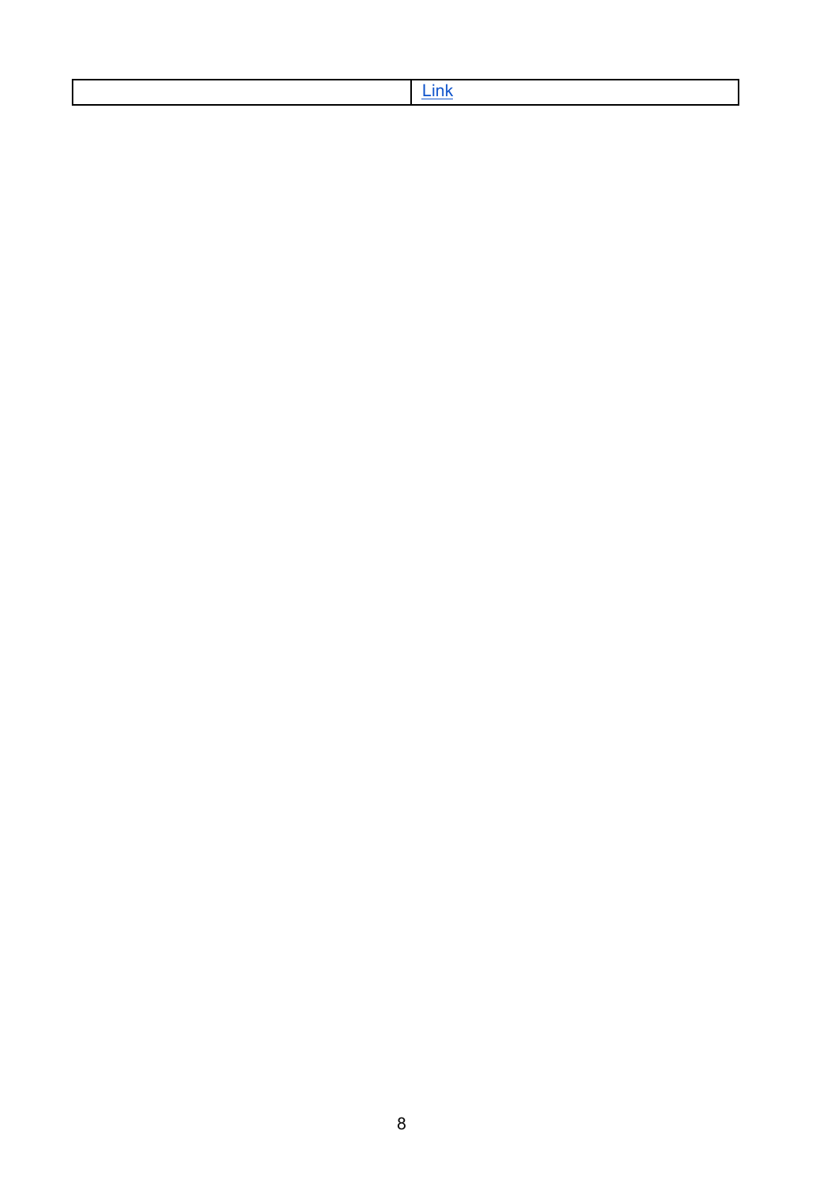| | |
|---|---|
| | Link |